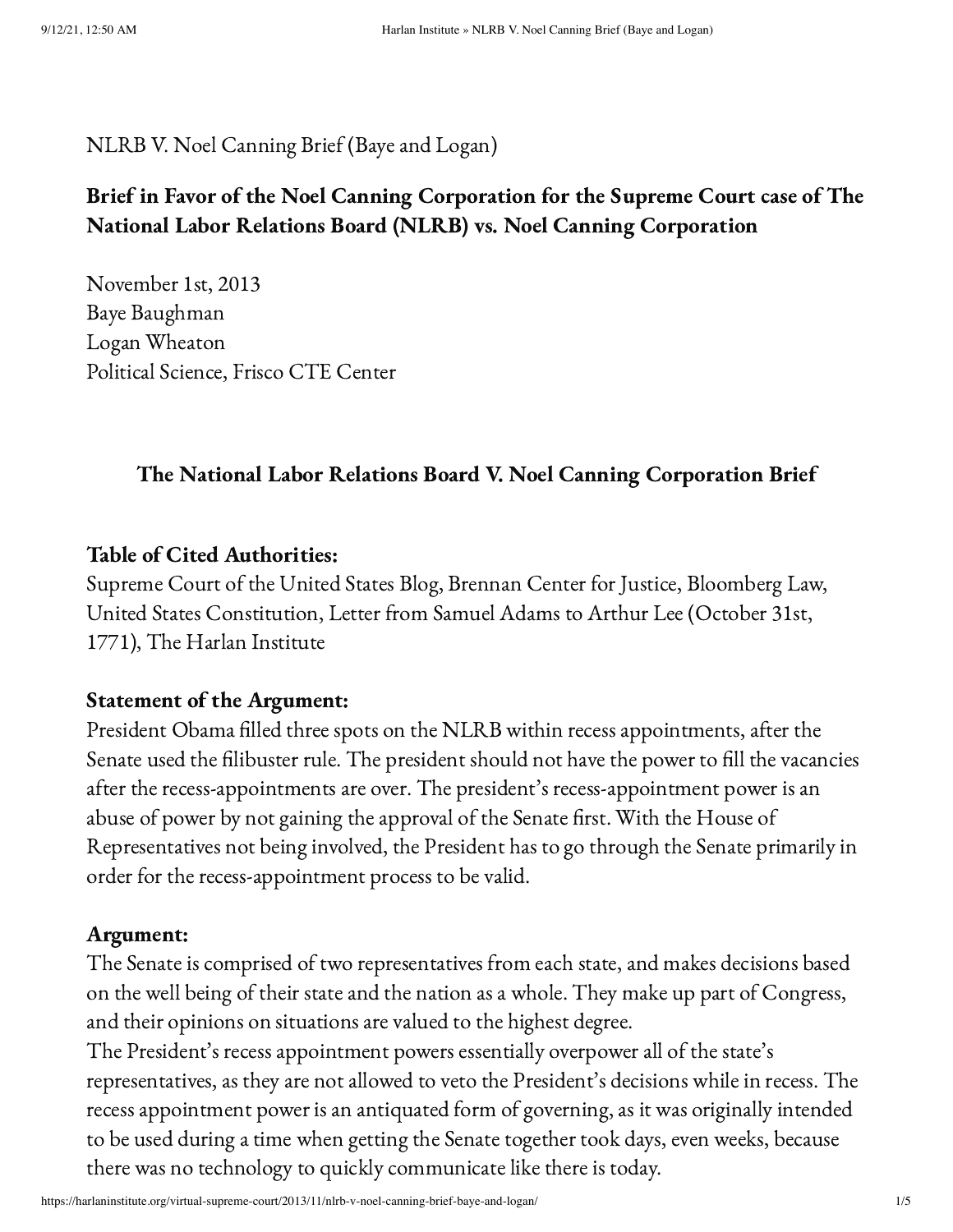NLRB V. Noel Canning Brief (Baye and Logan)

## Brief in Favor of the Noel Canning Corporation for the Supreme Court case of The National Labor Relations Board (NLRB) vs. Noel Canning Corporation

November 1st, 2013
Baye Baughman
Logan Wheaton
Political Science, Frisco CTE Center

### The National Labor Relations Board V. Noel Canning Corporation Brief

**Table of Cited Authorities:**
Supreme Court of the United States Blog, Brennan Center for Justice, Bloomberg Law, United States Constitution, Letter from Samuel Adams to Arthur Lee (October 31st, 1771), The Harlan Institute

**Statement of the Argument:**
President Obama filled three spots on the NLRB within recess appointments, after the Senate used the filibuster rule. The president should not have the power to fill the vacancies after the recess-appointments are over. The president's recess-appointment power is an abuse of power by not gaining the approval of the Senate first. With the House of Representatives not being involved, the President has to go through the Senate primarily in order for the recess-appointment process to be valid.

**Argument:**
The Senate is comprised of two representatives from each state, and makes decisions based on the well being of their state and the nation as a whole. They make up part of Congress, and their opinions on situations are valued to the highest degree.
The President's recess appointment powers essentially overpower all of the state's representatives, as they are not allowed to veto the President's decisions while in recess. The recess appointment power is an antiquated form of governing, as it was originally intended to be used during a time when getting the Senate together took days, even weeks, because there was no technology to quickly communicate like there is today.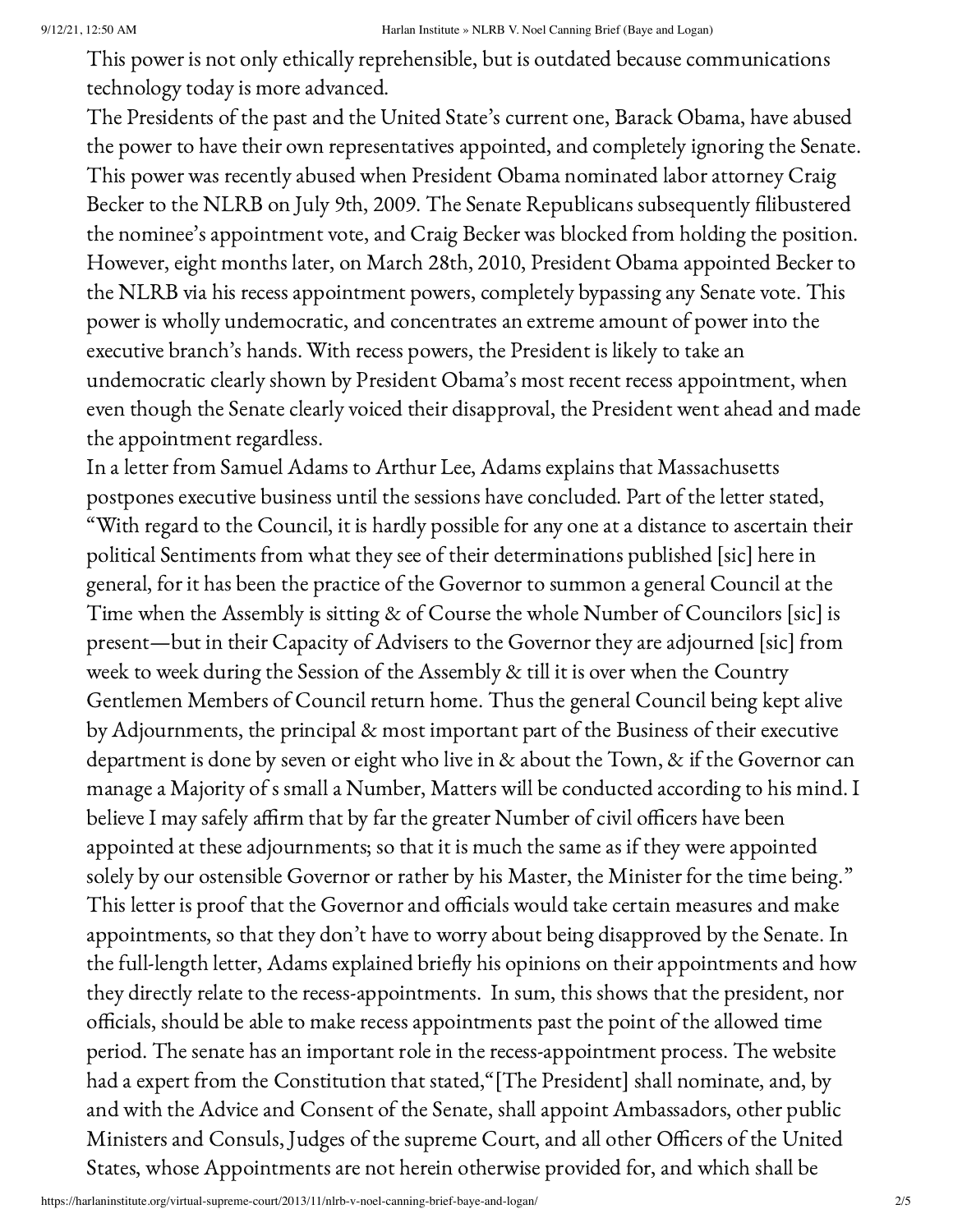This power is not only ethically reprehensible, but is outdated because communications technology today is more advanced.

The Presidents of the past and the United State's current one, Barack Obama, have abused the power to have their own representatives appointed, and completely ignoring the Senate. This power was recently abused when President Obama nominated labor attorney Craig Becker to the NLRB on July 9th, 2009. The Senate Republicans subsequently filibustered the nominee's appointment vote, and Craig Becker was blocked from holding the position. However, eight months later, on March 28th, 2010, President Obama appointed Becker to the NLRB via his recess appointment powers, completely bypassing any Senate vote. This power is wholly undemocratic, and concentrates an extreme amount of power into the executive branch's hands. With recess powers, the President is likely to take an undemocratic clearly shown by President Obama's most recent recess appointment, when even though the Senate clearly voiced their disapproval, the President went ahead and made the appointment regardless.

In a letter from Samuel Adams to Arthur Lee, Adams explains that Massachusetts postpones executive business until the sessions have concluded. Part of the letter stated, "With regard to the Council, it is hardly possible for any one at a distance to ascertain their political Sentiments from what they see of their determinations published [sic] here in general, for it has been the practice of the Governor to summon a general Council at the Time when the Assembly is sitting & of Course the whole Number of Councilors [sic] is present—but in their Capacity of Advisers to the Governor they are adjourned [sic] from week to week during the Session of the Assembly & till it is over when the Country Gentlemen Members of Council return home. Thus the general Council being kept alive by Adjournments, the principal & most important part of the Business of their executive department is done by seven or eight who live in & about the Town, & if the Governor can manage a Majority of s small a Number, Matters will be conducted according to his mind. I believe I may safely affirm that by far the greater Number of civil officers have been appointed at these adjournments; so that it is much the same as if they were appointed solely by our ostensible Governor or rather by his Master, the Minister for the time being." This letter is proof that the Governor and officials would take certain measures and make appointments, so that they don't have to worry about being disapproved by the Senate. In the full-length letter, Adams explained briefly his opinions on their appointments and how they directly relate to the recess-appointments. In sum, this shows that the president, nor officials, should be able to make recess appointments past the point of the allowed time period. The senate has an important role in the recess-appointment process. The website had a expert from the Constitution that stated,"[The President] shall nominate, and, by and with the Advice and Consent of the Senate, shall appoint Ambassadors, other public Ministers and Consuls, Judges of the supreme Court, and all other Officers of the United States, whose Appointments are not herein otherwise provided for, and which shall be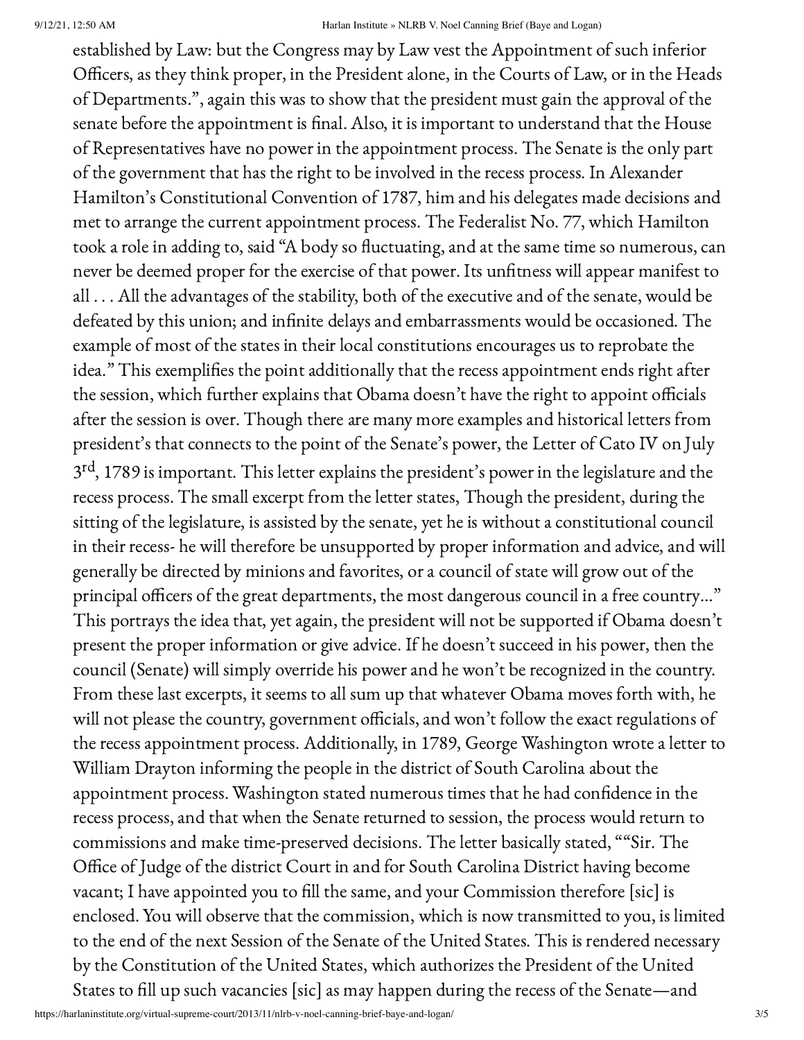established by Law: but the Congress may by Law vest the Appointment of such inferior Officers, as they think proper, in the President alone, in the Courts of Law, or in the Heads of Departments.", again this was to show that the president must gain the approval of the senate before the appointment is final. Also, it is important to understand that the House of Representatives have no power in the appointment process. The Senate is the only part of the government that has the right to be involved in the recess process. In Alexander Hamilton's Constitutional Convention of 1787, him and his delegates made decisions and met to arrange the current appointment process. The Federalist No. 77, which Hamilton took a role in adding to, said "A body so fluctuating, and at the same time so numerous, can never be deemed proper for the exercise of that power. Its unfitness will appear manifest to all . . . All the advantages of the stability, both of the executive and of the senate, would be defeated by this union; and infinite delays and embarrassments would be occasioned. The example of most of the states in their local constitutions encourages us to reprobate the idea." This exemplifies the point additionally that the recess appointment ends right after the session, which further explains that Obama doesn't have the right to appoint officials after the session is over. Though there are many more examples and historical letters from president's that connects to the point of the Senate's power, the Letter of Cato IV on July 3rd, 1789 is important. This letter explains the president's power in the legislature and the recess process. The small excerpt from the letter states, Though the president, during the sitting of the legislature, is assisted by the senate, yet he is without a constitutional council in their recess- he will therefore be unsupported by proper information and advice, and will generally be directed by minions and favorites, or a council of state will grow out of the principal officers of the great departments, the most dangerous council in a free country…" This portrays the idea that, yet again, the president will not be supported if Obama doesn't present the proper information or give advice. If he doesn't succeed in his power, then the council (Senate) will simply override his power and he won't be recognized in the country. From these last excerpts, it seems to all sum up that whatever Obama moves forth with, he will not please the country, government officials, and won't follow the exact regulations of the recess appointment process. Additionally, in 1789, George Washington wrote a letter to William Drayton informing the people in the district of South Carolina about the appointment process. Washington stated numerous times that he had confidence in the recess process, and that when the Senate returned to session, the process would return to commissions and make time-preserved decisions. The letter basically stated, ""Sir. The Office of Judge of the district Court in and for South Carolina District having become vacant; I have appointed you to fill the same, and your Commission therefore [sic] is enclosed. You will observe that the commission, which is now transmitted to you, is limited to the end of the next Session of the Senate of the United States. This is rendered necessary by the Constitution of the United States, which authorizes the President of the United States to fill up such vacancies [sic] as may happen during the recess of the Senate—and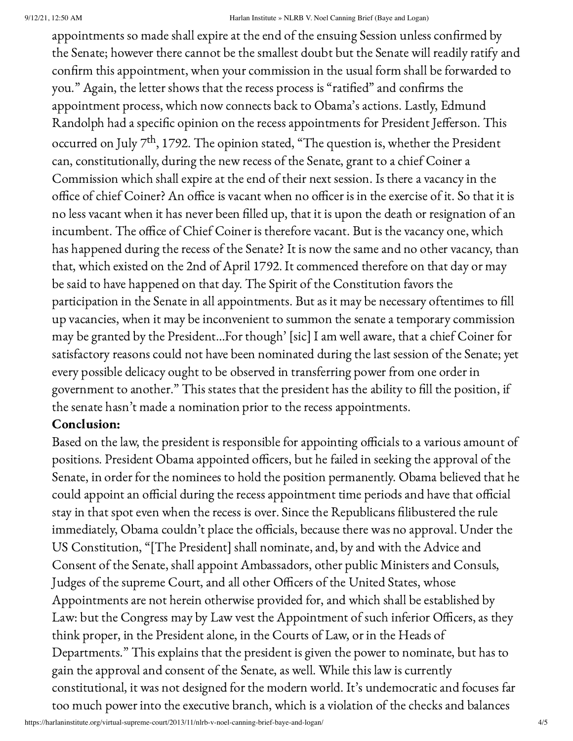appointments so made shall expire at the end of the ensuing Session unless confirmed by the Senate; however there cannot be the smallest doubt but the Senate will readily ratify and confirm this appointment, when your commission in the usual form shall be forwarded to you." Again, the letter shows that the recess process is "ratified" and confirms the appointment process, which now connects back to Obama's actions. Lastly, Edmund Randolph had a specific opinion on the recess appointments for President Jefferson. This occurred on July 7th, 1792. The opinion stated, "The question is, whether the President can, constitutionally, during the new recess of the Senate, grant to a chief Coiner a Commission which shall expire at the end of their next session. Is there a vacancy in the office of chief Coiner? An office is vacant when no officer is in the exercise of it. So that it is no less vacant when it has never been filled up, that it is upon the death or resignation of an incumbent. The office of Chief Coiner is therefore vacant. But is the vacancy one, which has happened during the recess of the Senate? It is now the same and no other vacancy, than that, which existed on the 2nd of April 1792. It commenced therefore on that day or may be said to have happened on that day. The Spirit of the Constitution favors the participation in the Senate in all appointments. But as it may be necessary oftentimes to fill up vacancies, when it may be inconvenient to summon the senate a temporary commission may be granted by the President…For though' [sic] I am well aware, that a chief Coiner for satisfactory reasons could not have been nominated during the last session of the Senate; yet every possible delicacy ought to be observed in transferring power from one order in government to another." This states that the president has the ability to fill the position, if the senate hasn't made a nomination prior to the recess appointments.

**Conclusion:**

Based on the law, the president is responsible for appointing officials to a various amount of positions. President Obama appointed officers, but he failed in seeking the approval of the Senate, in order for the nominees to hold the position permanently. Obama believed that he could appoint an official during the recess appointment time periods and have that official stay in that spot even when the recess is over. Since the Republicans filibustered the rule immediately, Obama couldn't place the officials, because there was no approval. Under the US Constitution, "[The President] shall nominate, and, by and with the Advice and Consent of the Senate, shall appoint Ambassadors, other public Ministers and Consuls, Judges of the supreme Court, and all other Officers of the United States, whose Appointments are not herein otherwise provided for, and which shall be established by Law: but the Congress may by Law vest the Appointment of such inferior Officers, as they think proper, in the President alone, in the Courts of Law, or in the Heads of Departments." This explains that the president is given the power to nominate, but has to gain the approval and consent of the Senate, as well. While this law is currently constitutional, it was not designed for the modern world. It's undemocratic and focuses far too much power into the executive branch, which is a violation of the checks and balances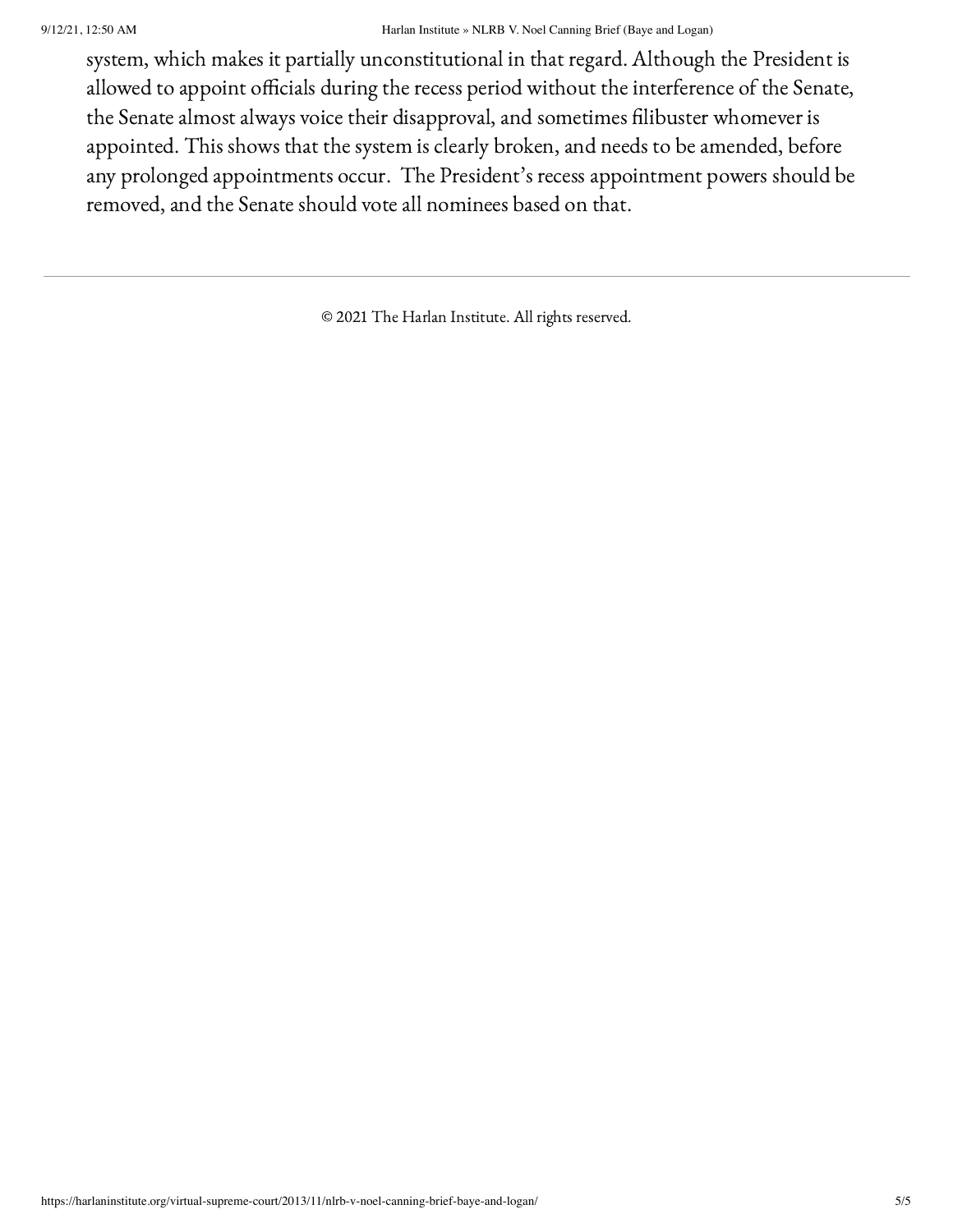system, which makes it partially unconstitutional in that regard. Although the President is allowed to appoint officials during the recess period without the interference of the Senate, the Senate almost always voice their disapproval, and sometimes filibuster whomever is appointed. This shows that the system is clearly broken, and needs to be amended, before any prolonged appointments occur. The President's recess appointment powers should be removed, and the Senate should vote all nominees based on that.

---

© 2021 The Harlan Institute. All rights reserved.